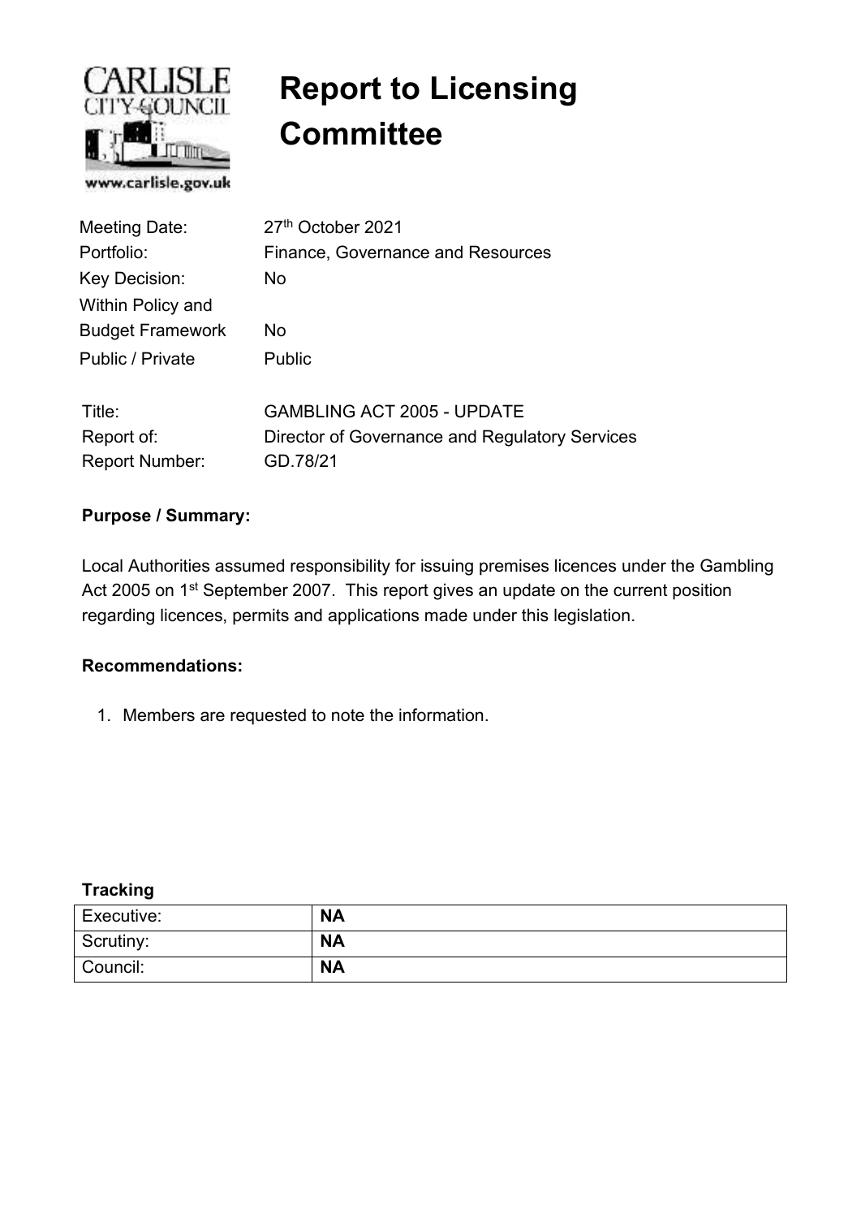# Report to Licensing Committee

| | |
|---|---|
| Meeting Date: | 27th October 2021 |
| Portfolio: | Finance, Governance and Resources |
| Key Decision: | No |
| Within Policy and Budget Framework | No |
| Public / Private | Public |

| | |
|---|---|
| Title: | GAMBLING ACT 2005 - UPDATE |
| Report of: | Director of Governance and Regulatory Services |
| Report Number: | GD.78/21 |

**Purpose / Summary:**

Local Authorities assumed responsibility for issuing premises licences under the Gambling Act 2005 on 1st September 2007. This report gives an update on the current position regarding licences, permits and applications made under this legislation.

**Recommendations:**

1. Members are requested to note the information.

**Tracking**

| | |
|---|---|
| Executive: | **NA** |
| Scrutiny: | **NA** |
| Council: | **NA** |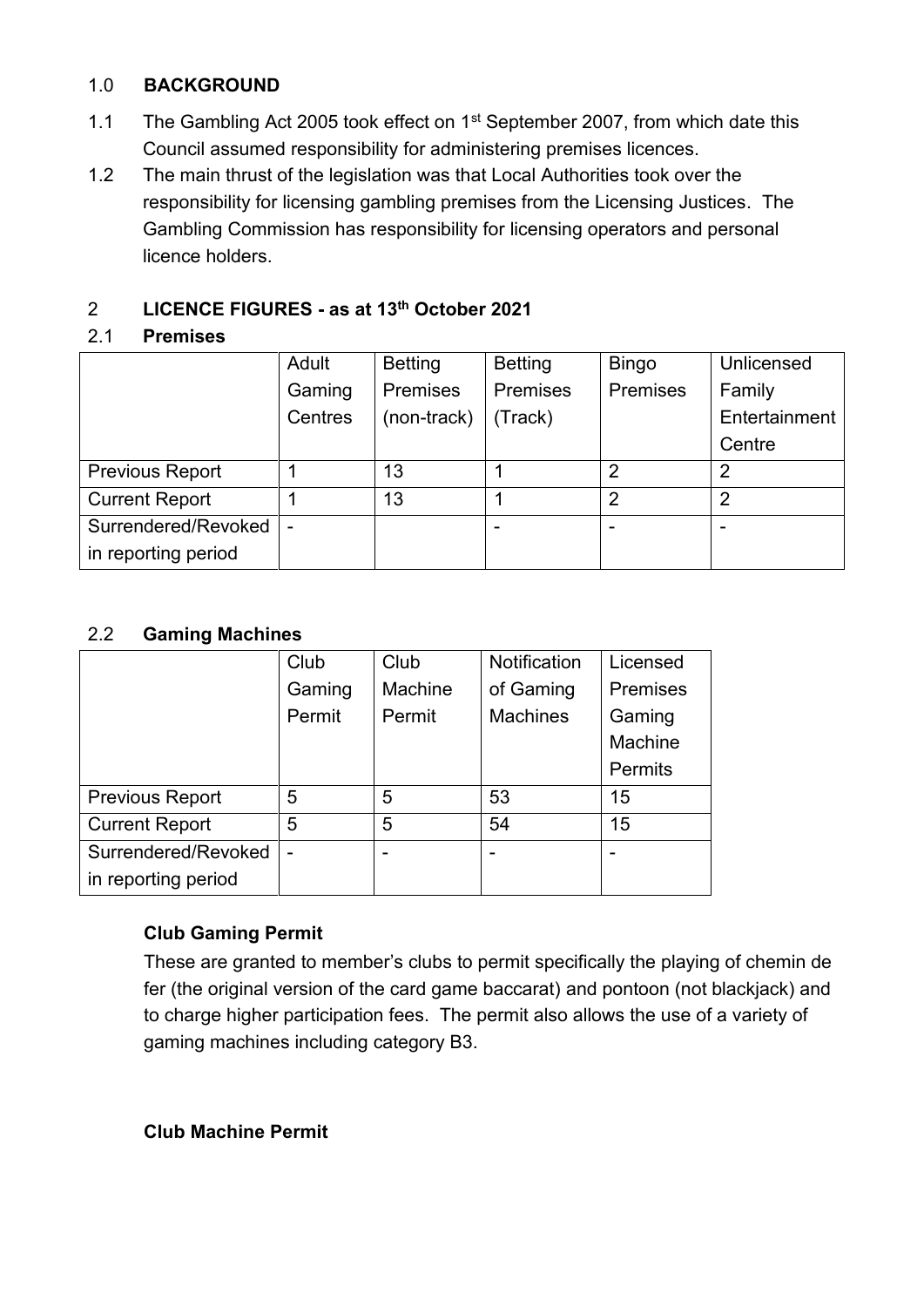## 1.0 BACKGROUND

1.1 The Gambling Act 2005 took effect on 1st September 2007, from which date this Council assumed responsibility for administering premises licences.

1.2 The main thrust of the legislation was that Local Authorities took over the responsibility for licensing gambling premises from the Licensing Justices. The Gambling Commission has responsibility for licensing operators and personal licence holders.

## 2 LICENCE FIGURES - as at 13th October 2021

### 2.1 Premises

| | Adult Gaming Centres | Betting Premises (non-track) | Betting Premises (Track) | Bingo Premises | Unlicensed Family Entertainment Centre |
|---|---|---|---|---|---|
| Previous Report | 1 | 13 | 1 | 2 | 2 |
| Current Report | 1 | 13 | 1 | 2 | 2 |
| Surrendered/Revoked in reporting period | - | | - | - | - |

### 2.2 Gaming Machines

| | Club Gaming Permit | Club Machine Permit | Notification of Gaming Machines | Licensed Premises Gaming Machine Permits |
|---|---|---|---|---|
| Previous Report | 5 | 5 | 53 | 15 |
| Current Report | 5 | 5 | 54 | 15 |
| Surrendered/Revoked in reporting period | - | - | - | - |

**Club Gaming Permit**

These are granted to member's clubs to permit specifically the playing of chemin de fer (the original version of the card game baccarat) and pontoon (not blackjack) and to charge higher participation fees. The permit also allows the use of a variety of gaming machines including category B3.

**Club Machine Permit**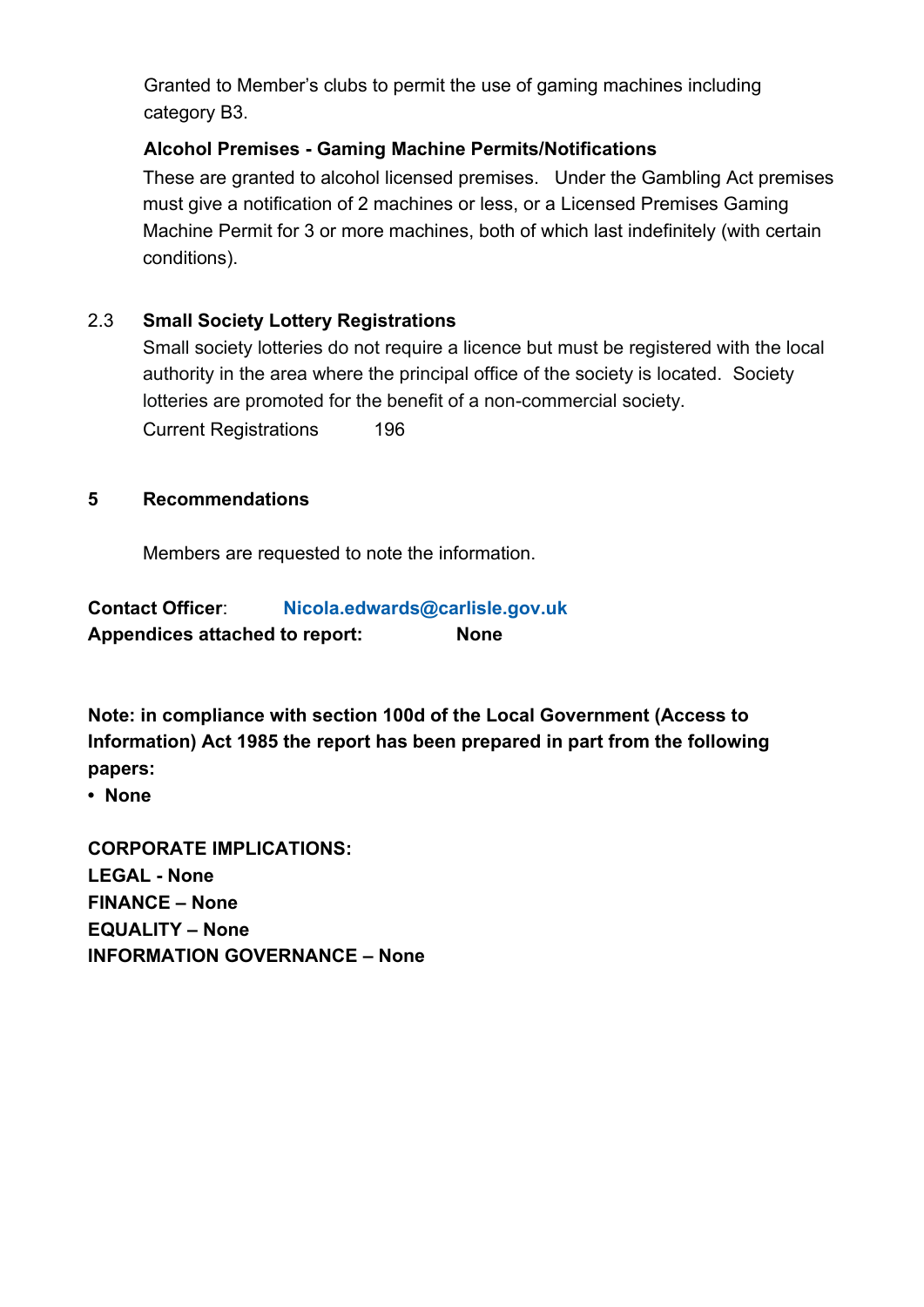Granted to Member's clubs to permit the use of gaming machines including category B3.

**Alcohol Premises - Gaming Machine Permits/Notifications**

These are granted to alcohol licensed premises. Under the Gambling Act premises must give a notification of 2 machines or less, or a Licensed Premises Gaming Machine Permit for 3 or more machines, both of which last indefinitely (with certain conditions).

2.3 **Small Society Lottery Registrations**

Small society lotteries do not require a licence but must be registered with the local authority in the area where the principal office of the society is located. Society lotteries are promoted for the benefit of a non-commercial society.

Current Registrations 196

## 5 Recommendations

Members are requested to note the information.

**Contact Officer**: **Nicola.edwards@carlisle.gov.uk**
**Appendices attached to report:** **None**

**Note: in compliance with section 100d of the Local Government (Access to Information) Act 1985 the report has been prepared in part from the following papers:**

- **None**

**CORPORATE IMPLICATIONS:**
**LEGAL - None**
**FINANCE – None**
**EQUALITY – None**
**INFORMATION GOVERNANCE – None**